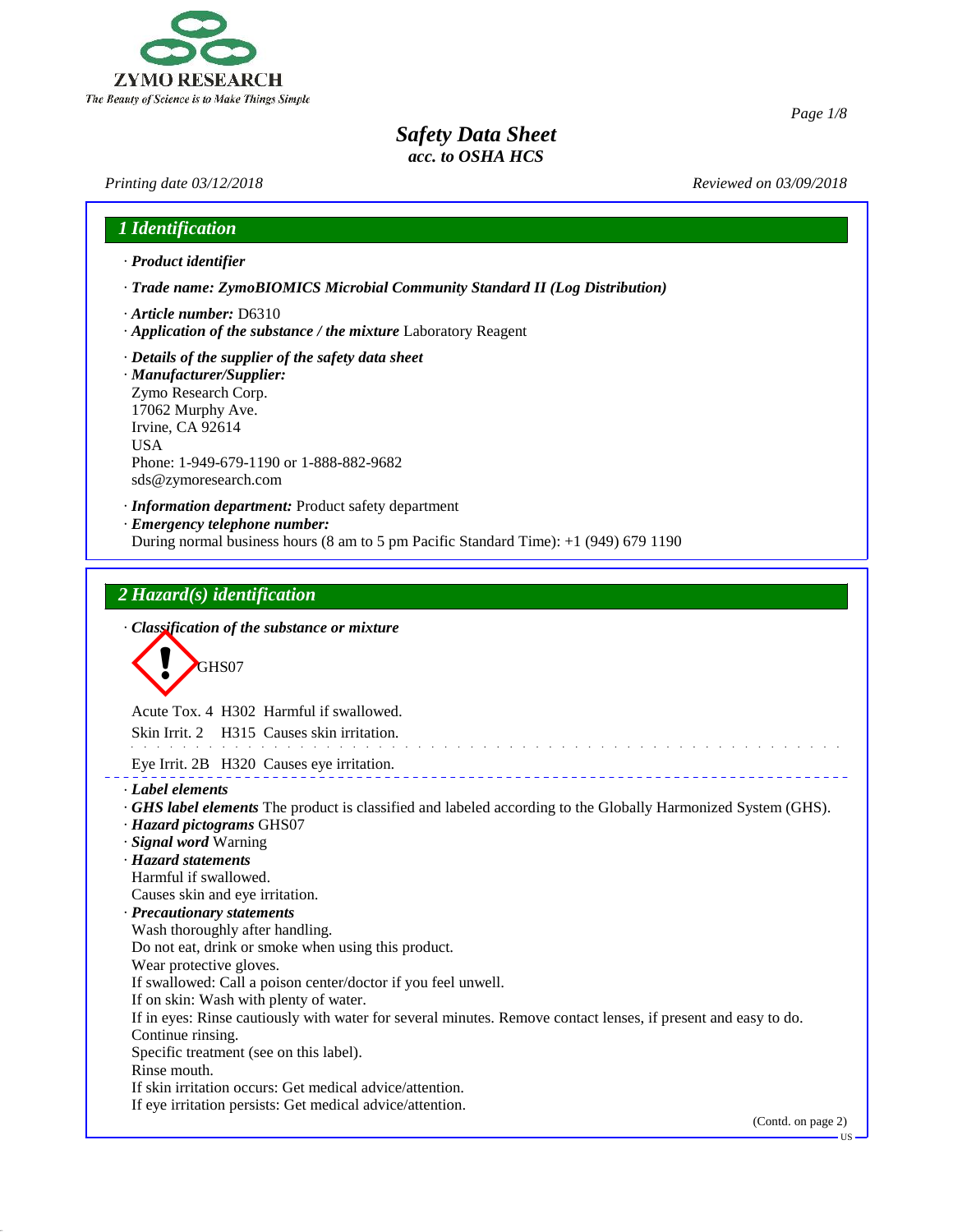# Safety Data Sheet
*acc. to OSHA HCS*

*Printing date 03/12/2018* *Reviewed on 03/09/2018*

## 1 Identification

· ***Product identifier***

· ***Trade name: ZymoBIOMICS Microbial Community Standard II (Log Distribution)***

· ***Article number:*** D6310
· ***Application of the substance / the mixture*** Laboratory Reagent

· ***Details of the supplier of the safety data sheet***
· ***Manufacturer/Supplier:***
Zymo Research Corp.
17062 Murphy Ave.
Irvine, CA 92614
USA
Phone: 1-949-679-1190 or 1-888-882-9682
sds@zymoresearch.com

· ***Information department:*** Product safety department
· ***Emergency telephone number:***
During normal business hours (8 am to 5 pm Pacific Standard Time): +1 (949) 679 1190

## 2 Hazard(s) identification

· ***Classification of the substance or mixture***

GHS07

Acute Tox. 4 H302 Harmful if swallowed.

Skin Irrit. 2 H315 Causes skin irritation.

Eye Irrit. 2B H320 Causes eye irritation.

· ***Label elements***
· ***GHS label elements*** The product is classified and labeled according to the Globally Harmonized System (GHS).
· ***Hazard pictograms*** GHS07
· ***Signal word*** Warning
· ***Hazard statements***
Harmful if swallowed.
Causes skin and eye irritation.
· ***Precautionary statements***
Wash thoroughly after handling.
Do not eat, drink or smoke when using this product.
Wear protective gloves.
If swallowed: Call a poison center/doctor if you feel unwell.
If on skin: Wash with plenty of water.
If in eyes: Rinse cautiously with water for several minutes. Remove contact lenses, if present and easy to do. Continue rinsing.
Specific treatment (see on this label).
Rinse mouth.
If skin irritation occurs: Get medical advice/attention.
If eye irritation persists: Get medical advice/attention.

(Contd. on page 2)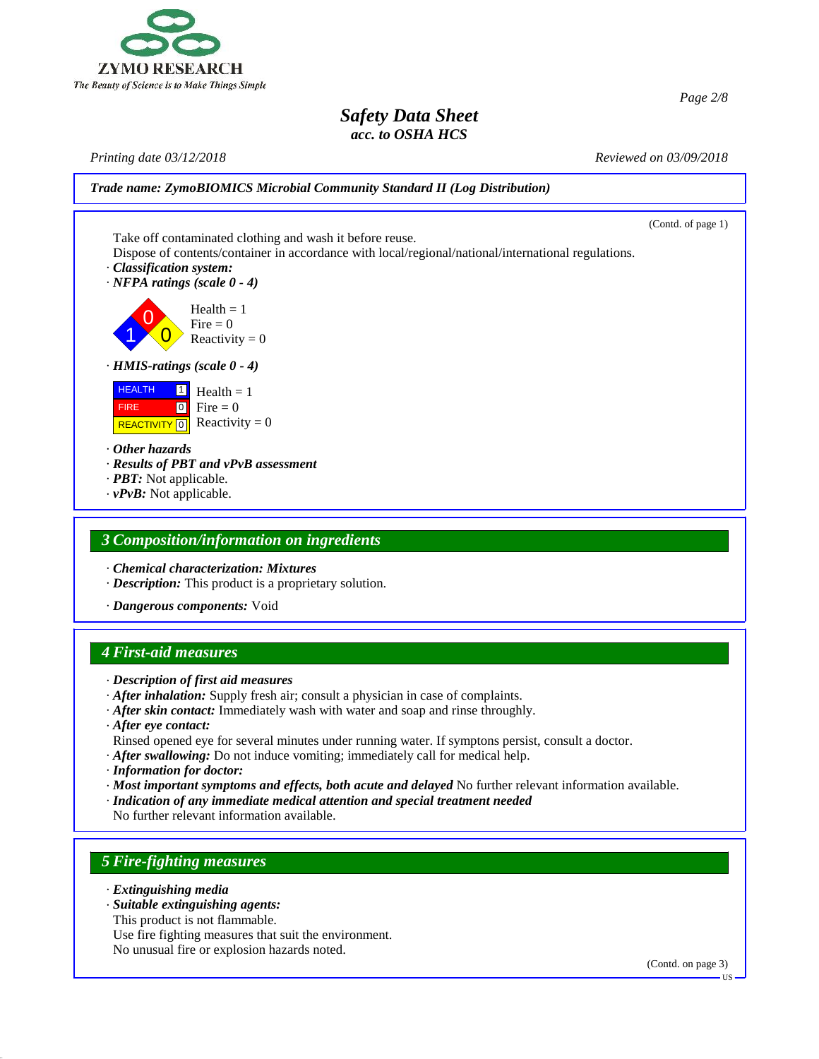Trade name: ZymoBIOMICS Microbial Community Standard II (Log Distribution)

(Contd. of page 1)

Take off contaminated clothing and wash it before reuse.
Dispose of contents/container in accordance with local/regional/national/international regulations.

· ***Classification system:***
· ***NFPA ratings (scale 0 - 4)***

Health = 1
Fire = 0
Reactivity = 0

· ***HMIS-ratings (scale 0 - 4)***

| | | |
|---|---|---|
| HEALTH | 1 | Health = 1 |
| FIRE | 0 | Fire = 0 |
| REACTIVITY | 0 | Reactivity = 0 |

· ***Other hazards***
· ***Results of PBT and vPvB assessment***
· ***PBT:*** Not applicable.
· ***vPvB:*** Not applicable.

## 3 Composition/information on ingredients

· ***Chemical characterization: Mixtures***
· ***Description:*** This product is a proprietary solution.

· ***Dangerous components:*** Void

## 4 First-aid measures

· ***Description of first aid measures***
· ***After inhalation:*** Supply fresh air; consult a physician in case of complaints.
· ***After skin contact:*** Immediately wash with water and soap and rinse throughly.
· ***After eye contact:***
Rinsed opened eye for several minutes under running water. If symptons persist, consult a doctor.
· ***After swallowing:*** Do not induce vomiting; immediately call for medical help.
· ***Information for doctor:***
· ***Most important symptoms and effects, both acute and delayed*** No further relevant information available.
· ***Indication of any immediate medical attention and special treatment needed***
No further relevant information available.

## 5 Fire-fighting measures

· ***Extinguishing media***
· ***Suitable extinguishing agents:***
This product is not flammable.
Use fire fighting measures that suit the environment.
No unusual fire or explosion hazards noted.

(Contd. on page 3)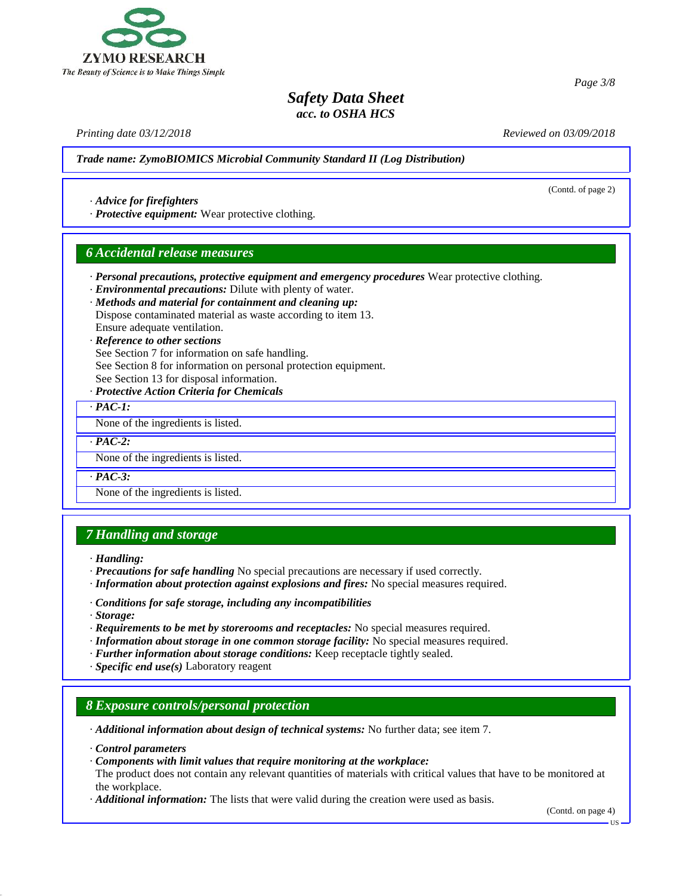(Contd. of page 2)

· ***Advice for firefighters***
· ***Protective equipment:*** Wear protective clothing.

## 6 Accidental release measures

· ***Personal precautions, protective equipment and emergency procedures*** Wear protective clothing.
· ***Environmental precautions:*** Dilute with plenty of water.
· ***Methods and material for containment and cleaning up:***
Dispose contaminated material as waste according to item 13.
Ensure adequate ventilation.
· ***Reference to other sections***
See Section 7 for information on safe handling.
See Section 8 for information on personal protection equipment.
See Section 13 for disposal information.
· ***Protective Action Criteria for Chemicals***

| · *PAC-1:* |
|---|
| None of the ingredients is listed. |

| · *PAC-2:* |
|---|
| None of the ingredients is listed. |

| · *PAC-3:* |
|---|
| None of the ingredients is listed. |

## 7 Handling and storage

· ***Handling:***
· ***Precautions for safe handling*** No special precautions are necessary if used correctly.
· ***Information about protection against explosions and fires:*** No special measures required.

· ***Conditions for safe storage, including any incompatibilities***
· ***Storage:***
· ***Requirements to be met by storerooms and receptacles:*** No special measures required.
· ***Information about storage in one common storage facility:*** No special measures required.
· ***Further information about storage conditions:*** Keep receptacle tightly sealed.
· ***Specific end use(s)*** Laboratory reagent

## 8 Exposure controls/personal protection

· ***Additional information about design of technical systems:*** No further data; see item 7.

· ***Control parameters***
· ***Components with limit values that require monitoring at the workplace:***
The product does not contain any relevant quantities of materials with critical values that have to be monitored at the workplace.
· ***Additional information:*** The lists that were valid during the creation were used as basis.

(Contd. on page 4)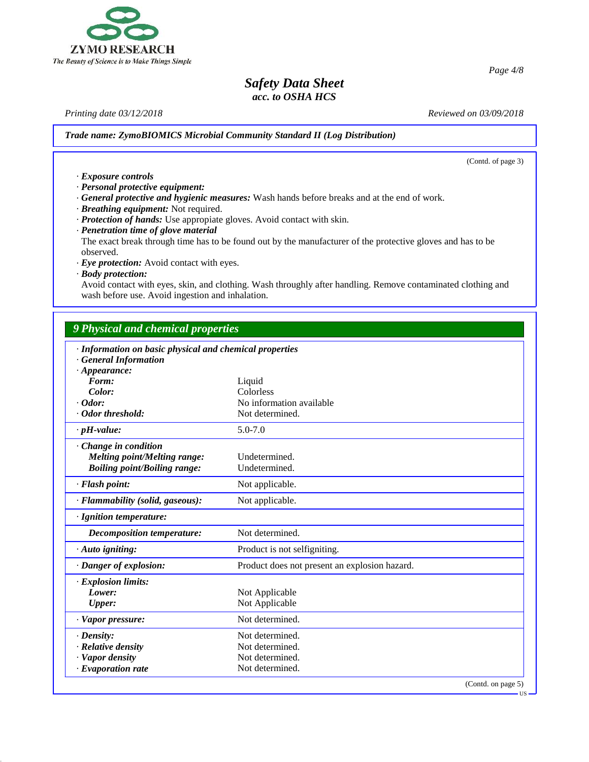**Trade name: ZymoBIOMICS Microbial Community Standard II (Log Distribution)**

(Contd. of page 3)

· **Exposure controls**
· **Personal protective equipment:**
· **General protective and hygienic measures:** Wash hands before breaks and at the end of work.
· **Breathing equipment:** Not required.
· **Protection of hands:** Use appropiate gloves. Avoid contact with skin.
· **Penetration time of glove material**
The exact break through time has to be found out by the manufacturer of the protective gloves and has to be observed.
· **Eye protection:** Avoid contact with eyes.
· **Body protection:**
Avoid contact with eyes, skin, and clothing. Wash throughly after handling. Remove contaminated clothing and wash before use. Avoid ingestion and inhalation.

## 9 Physical and chemical properties

| | |
|---|---|
| · **Information on basic physical and chemical properties** | |
| · **General Information** | |
| · **Appearance:** | |
| **Form:** | Liquid |
| **Color:** | Colorless |
| · **Odor:** | No information available |
| · **Odor threshold:** | Not determined. |
| · **pH-value:** | 5.0-7.0 |
| · **Change in condition** | |
| **Melting point/Melting range:** | Undetermined. |
| **Boiling point/Boiling range:** | Undetermined. |
| · **Flash point:** | Not applicable. |
| · **Flammability (solid, gaseous):** | Not applicable. |
| · **Ignition temperature:** | |
| **Decomposition temperature:** | Not determined. |
| · **Auto igniting:** | Product is not selfigniting. |
| · **Danger of explosion:** | Product does not present an explosion hazard. |
| · **Explosion limits:** | |
| **Lower:** | Not Applicable |
| **Upper:** | Not Applicable |
| · **Vapor pressure:** | Not determined. |
| · **Density:** | Not determined. |
| · **Relative density** | Not determined. |
| · **Vapor density** | Not determined. |
| · **Evaporation rate** | Not determined. |

(Contd. on page 5)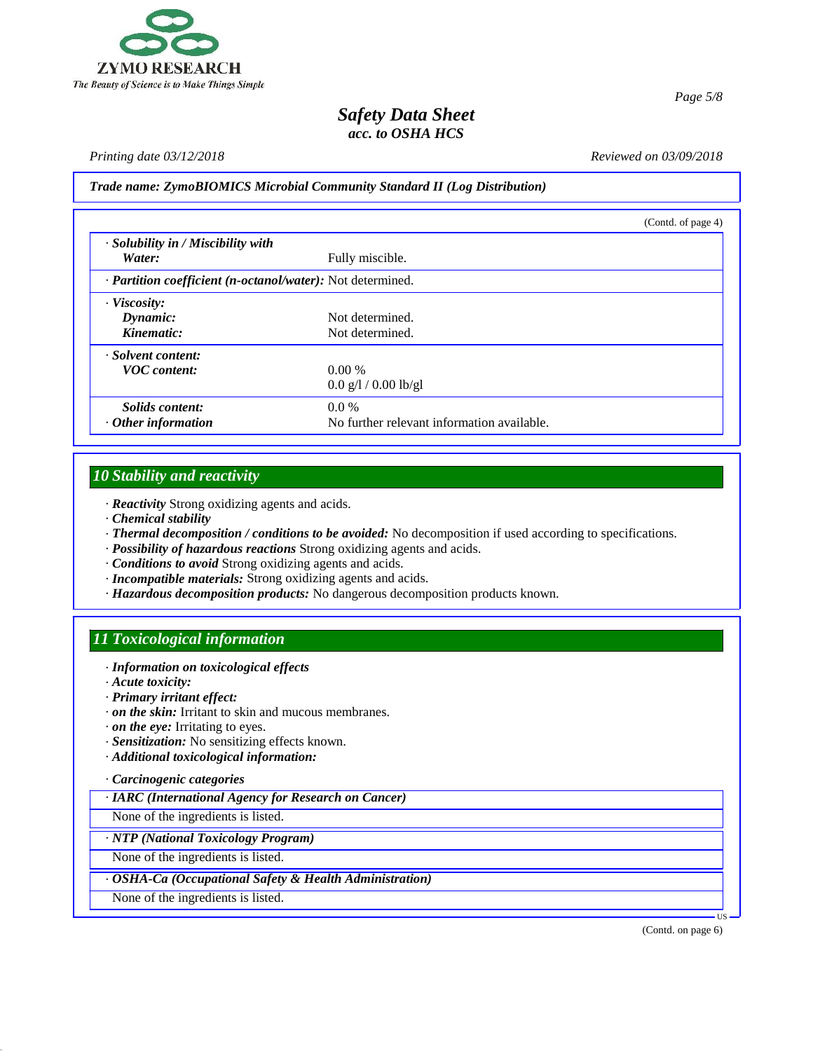**Trade name: ZymoBIOMICS Microbial Community Standard II (Log Distribution)**

(Contd. of page 4)

| | |
|---|---|
| · ***Solubility in / Miscibility with*** | |
| ***Water:*** | Fully miscible. |
| · ***Partition coefficient (n-octanol/water):*** Not determined. | |
| · ***Viscosity:*** | |
| ***Dynamic:*** | Not determined. |
| ***Kinematic:*** | Not determined. |
| · ***Solvent content:*** | |
| ***VOC content:*** | 0.00 %<br>0.0 g/l / 0.00 lb/gl |
| ***Solids content:*** | 0.0 % |
| · ***Other information*** | No further relevant information available. |

## 10 Stability and reactivity

· ***Reactivity*** Strong oxidizing agents and acids.
· ***Chemical stability***
· ***Thermal decomposition / conditions to be avoided:*** No decomposition if used according to specifications.
· ***Possibility of hazardous reactions*** Strong oxidizing agents and acids.
· ***Conditions to avoid*** Strong oxidizing agents and acids.
· ***Incompatible materials:*** Strong oxidizing agents and acids.
· ***Hazardous decomposition products:*** No dangerous decomposition products known.

## 11 Toxicological information

· ***Information on toxicological effects***
· ***Acute toxicity:***
· ***Primary irritant effect:***
· ***on the skin:*** Irritant to skin and mucous membranes.
· ***on the eye:*** Irritating to eyes.
· ***Sensitization:*** No sensitizing effects known.
· ***Additional toxicological information:***

· ***Carcinogenic categories***

| |
|---|
| · ***IARC (International Agency for Research on Cancer)*** |
| None of the ingredients is listed. |
| · ***NTP (National Toxicology Program)*** |
| None of the ingredients is listed. |
| · ***OSHA-Ca (Occupational Safety & Health Administration)*** |
| None of the ingredients is listed. |

(Contd. on page 6)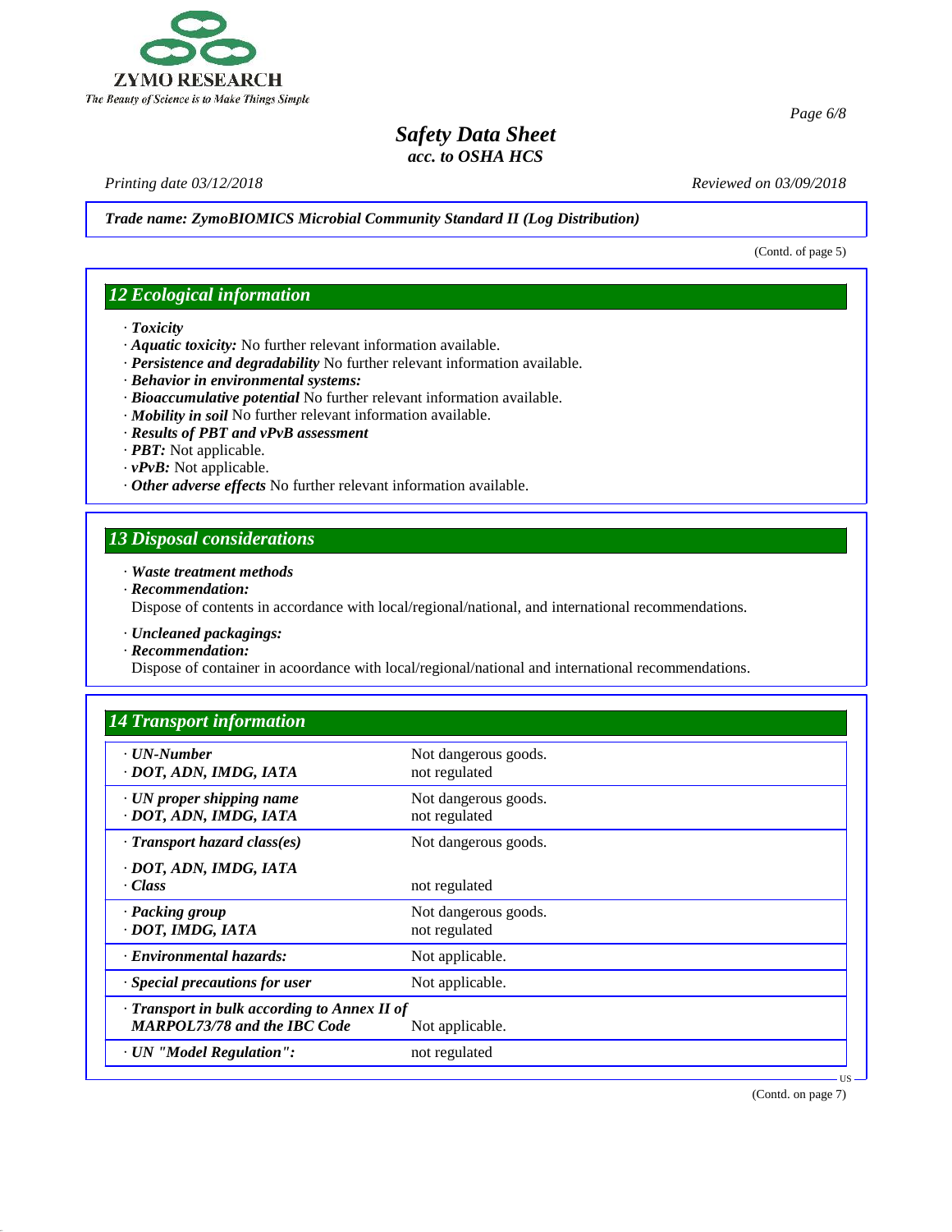*Trade name: ZymoBIOMICS Microbial Community Standard II (Log Distribution)*

(Contd. of page 5)

## 12 Ecological information

· ***Toxicity***
· ***Aquatic toxicity:*** No further relevant information available.
· ***Persistence and degradability*** No further relevant information available.
· ***Behavior in environmental systems:***
· ***Bioaccumulative potential*** No further relevant information available.
· ***Mobility in soil*** No further relevant information available.
· ***Results of PBT and vPvB assessment***
· ***PBT:*** Not applicable.
· ***vPvB:*** Not applicable.
· ***Other adverse effects*** No further relevant information available.

## 13 Disposal considerations

· ***Waste treatment methods***
· ***Recommendation:***
Dispose of contents in accordance with local/regional/national, and international recommendations.

· ***Uncleaned packagings:***
· ***Recommendation:***
Dispose of container in acoordance with local/regional/national and international recommendations.

## 14 Transport information

| | |
|---|---|
| · ***UN-Number***<br>· ***DOT, ADN, IMDG, IATA*** | Not dangerous goods.<br>not regulated |
| · ***UN proper shipping name***<br>· ***DOT, ADN, IMDG, IATA*** | Not dangerous goods.<br>not regulated |
| · ***Transport hazard class(es)***<br>· ***DOT, ADN, IMDG, IATA***<br>· ***Class*** | Not dangerous goods.<br><br>not regulated |
| · ***Packing group***<br>· ***DOT, IMDG, IATA*** | Not dangerous goods.<br>not regulated |
| · ***Environmental hazards:*** | Not applicable. |
| · ***Special precautions for user*** | Not applicable. |
| · ***Transport in bulk according to Annex II of MARPOL73/78 and the IBC Code*** | Not applicable. |
| · ***UN "Model Regulation":*** | not regulated |

(Contd. on page 7)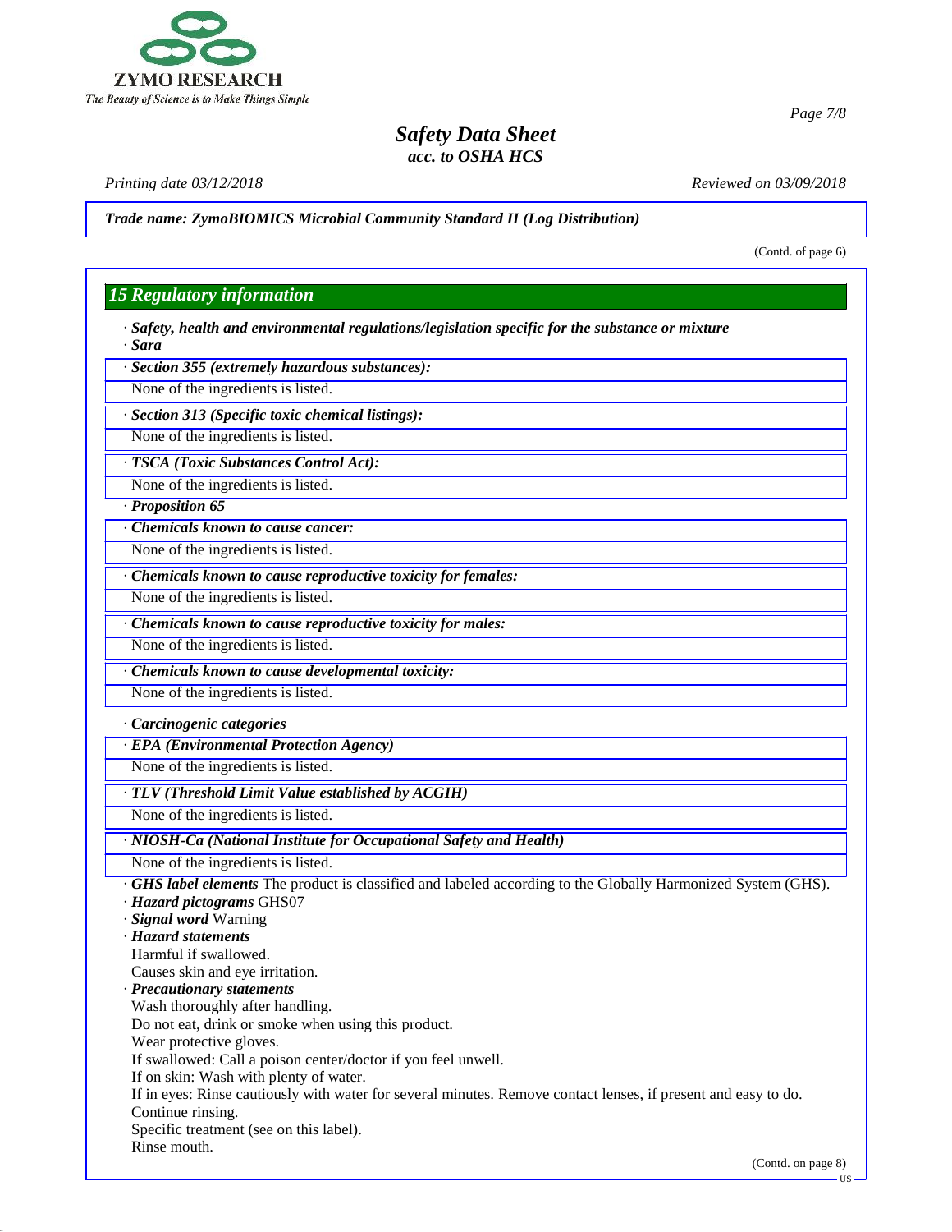*Trade name: ZymoBIOMICS Microbial Community Standard II (Log Distribution)*

(Contd. of page 6)

## 15 Regulatory information

· ***Safety, health and environmental regulations/legislation specific for the substance or mixture***
· ***Sara***

· ***Section 355 (extremely hazardous substances):***
None of the ingredients is listed.

· ***Section 313 (Specific toxic chemical listings):***
None of the ingredients is listed.

· ***TSCA (Toxic Substances Control Act):***
None of the ingredients is listed.

· ***Proposition 65***

· ***Chemicals known to cause cancer:***
None of the ingredients is listed.

· ***Chemicals known to cause reproductive toxicity for females:***
None of the ingredients is listed.

· ***Chemicals known to cause reproductive toxicity for males:***
None of the ingredients is listed.

· ***Chemicals known to cause developmental toxicity:***
None of the ingredients is listed.

· ***Carcinogenic categories***

· ***EPA (Environmental Protection Agency)***
None of the ingredients is listed.

· ***TLV (Threshold Limit Value established by ACGIH)***
None of the ingredients is listed.

· ***NIOSH-Ca (National Institute for Occupational Safety and Health)***
None of the ingredients is listed.

· ***GHS label elements*** The product is classified and labeled according to the Globally Harmonized System (GHS).
· ***Hazard pictograms*** GHS07
· ***Signal word*** Warning
· ***Hazard statements***
Harmful if swallowed.
Causes skin and eye irritation.
· ***Precautionary statements***
Wash thoroughly after handling.
Do not eat, drink or smoke when using this product.
Wear protective gloves.
If swallowed: Call a poison center/doctor if you feel unwell.
If on skin: Wash with plenty of water.
If in eyes: Rinse cautiously with water for several minutes. Remove contact lenses, if present and easy to do. Continue rinsing.
Specific treatment (see on this label).
Rinse mouth.

(Contd. on page 8)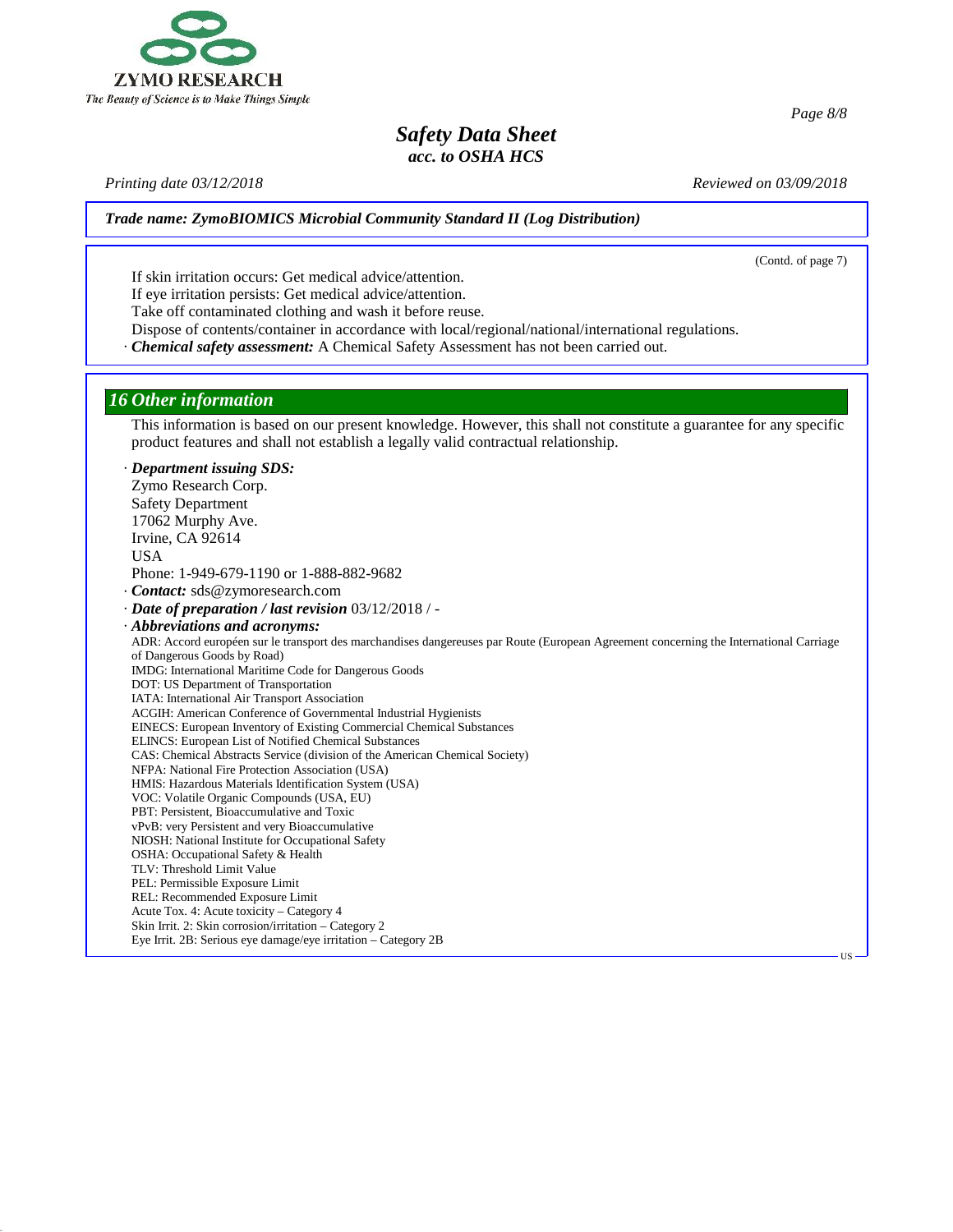(Contd. of page 7)

If skin irritation occurs: Get medical advice/attention.
If eye irritation persists: Get medical advice/attention.
Take off contaminated clothing and wash it before reuse.
Dispose of contents/container in accordance with local/regional/national/international regulations.

· ***Chemical safety assessment:*** A Chemical Safety Assessment has not been carried out.

## *16 Other information*

This information is based on our present knowledge. However, this shall not constitute a guarantee for any specific product features and shall not establish a legally valid contractual relationship.

· ***Department issuing SDS:***
Zymo Research Corp.
Safety Department
17062 Murphy Ave.
Irvine, CA 92614
USA
Phone: 1-949-679-1190 or 1-888-882-9682

· ***Contact:*** sds@zymoresearch.com

· ***Date of preparation / last revision*** 03/12/2018 / -

· ***Abbreviations and acronyms:***
ADR: Accord européen sur le transport des marchandises dangereuses par Route (European Agreement concerning the International Carriage of Dangerous Goods by Road)
IMDG: International Maritime Code for Dangerous Goods
DOT: US Department of Transportation
IATA: International Air Transport Association
ACGIH: American Conference of Governmental Industrial Hygienists
EINECS: European Inventory of Existing Commercial Chemical Substances
ELINCS: European List of Notified Chemical Substances
CAS: Chemical Abstracts Service (division of the American Chemical Society)
NFPA: National Fire Protection Association (USA)
HMIS: Hazardous Materials Identification System (USA)
VOC: Volatile Organic Compounds (USA, EU)
PBT: Persistent, Bioaccumulative and Toxic
vPvB: very Persistent and very Bioaccumulative
NIOSH: National Institute for Occupational Safety
OSHA: Occupational Safety & Health
TLV: Threshold Limit Value
PEL: Permissible Exposure Limit
REL: Recommended Exposure Limit
Acute Tox. 4: Acute toxicity – Category 4
Skin Irrit. 2: Skin corrosion/irritation – Category 2
Eye Irrit. 2B: Serious eye damage/eye irritation – Category 2B